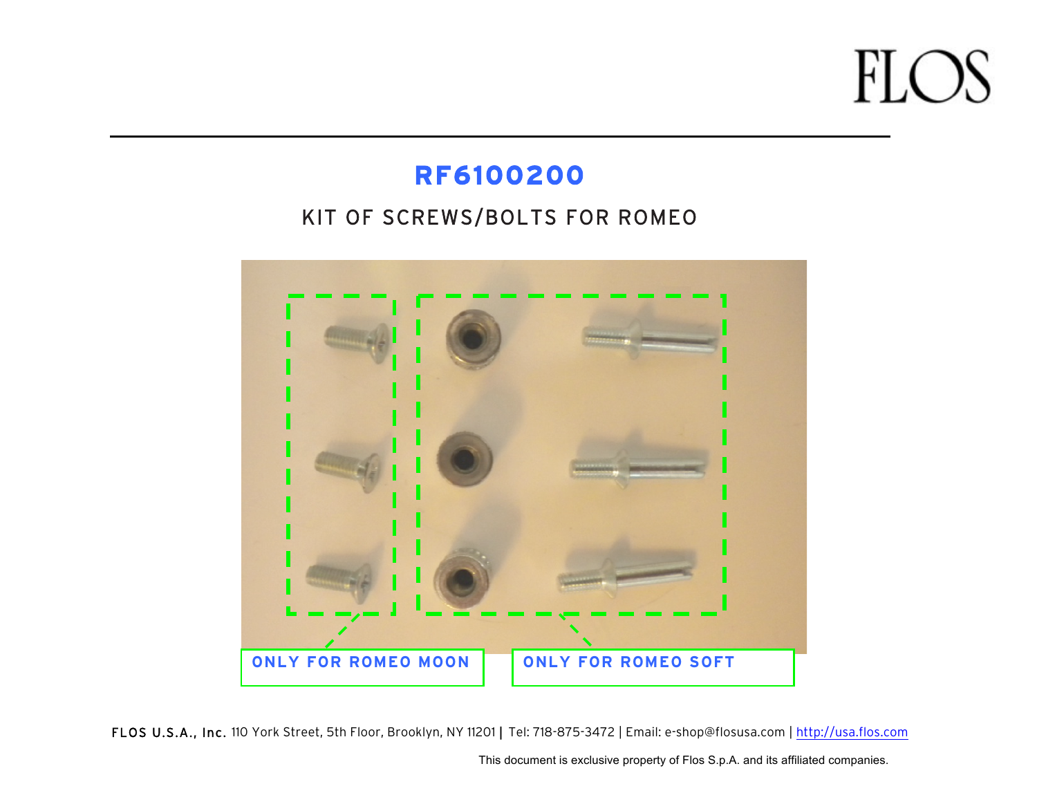FLOS

# RF6100200

## KIT OF SCREWS/BOLTS FOR ROMEO

ONLY FOR ROMEO MOON

ONLY FOR ROMEO SOFT

**FLOS U.S.A., Inc.** 110 York Street, 5th Floor, Brooklyn, NY 11201 | Tel: 718-875-3472 | Email: e-shop@flosusa.com | http://usa.flos.com

This document is exclusive property of Flos S.p.A. and its affiliated companies.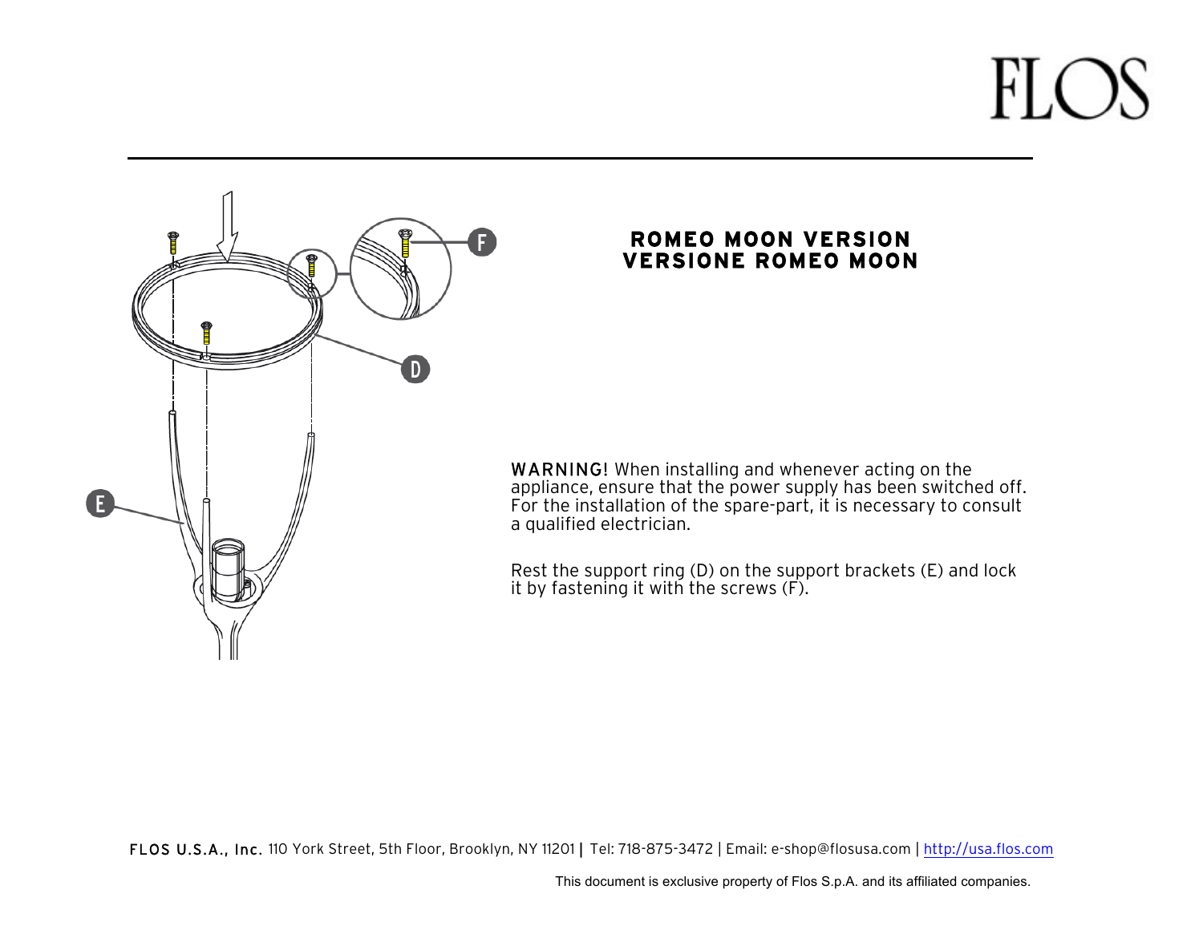## ROMEO MOON VERSION
## VERSIONE ROMEO MOON

**WARNING!** When installing and whenever acting on the appliance, ensure that the power supply has been switched off. For the installation of the spare-part, it is necessary to consult a qualified electrician.

Rest the support ring (D) on the support brackets (E) and lock it by fastening it with the screws (F).

**FLOS U.S.A., Inc.** 110 York Street, 5th Floor, Brooklyn, NY 11201 | Tel: 718-875-3472 | Email: e-shop@flosusa.com | http://usa.flos.com

This document is exclusive property of Flos S.p.A. and its affiliated companies.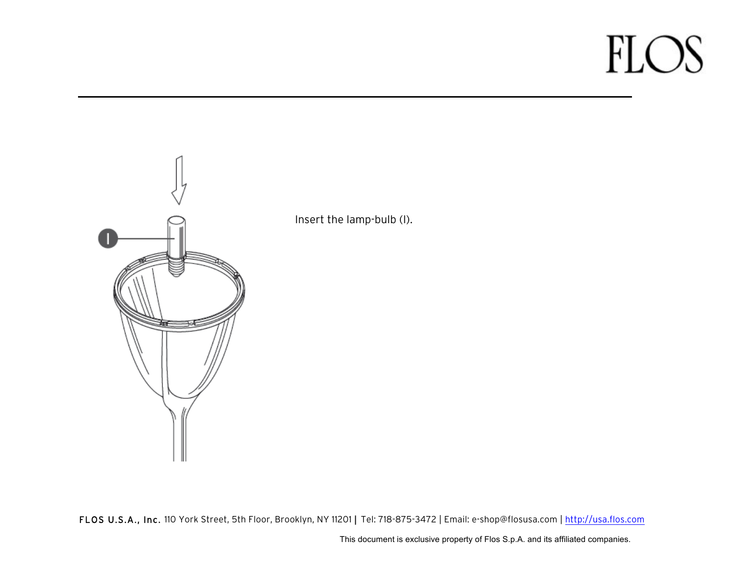Insert the lamp-bulb (I).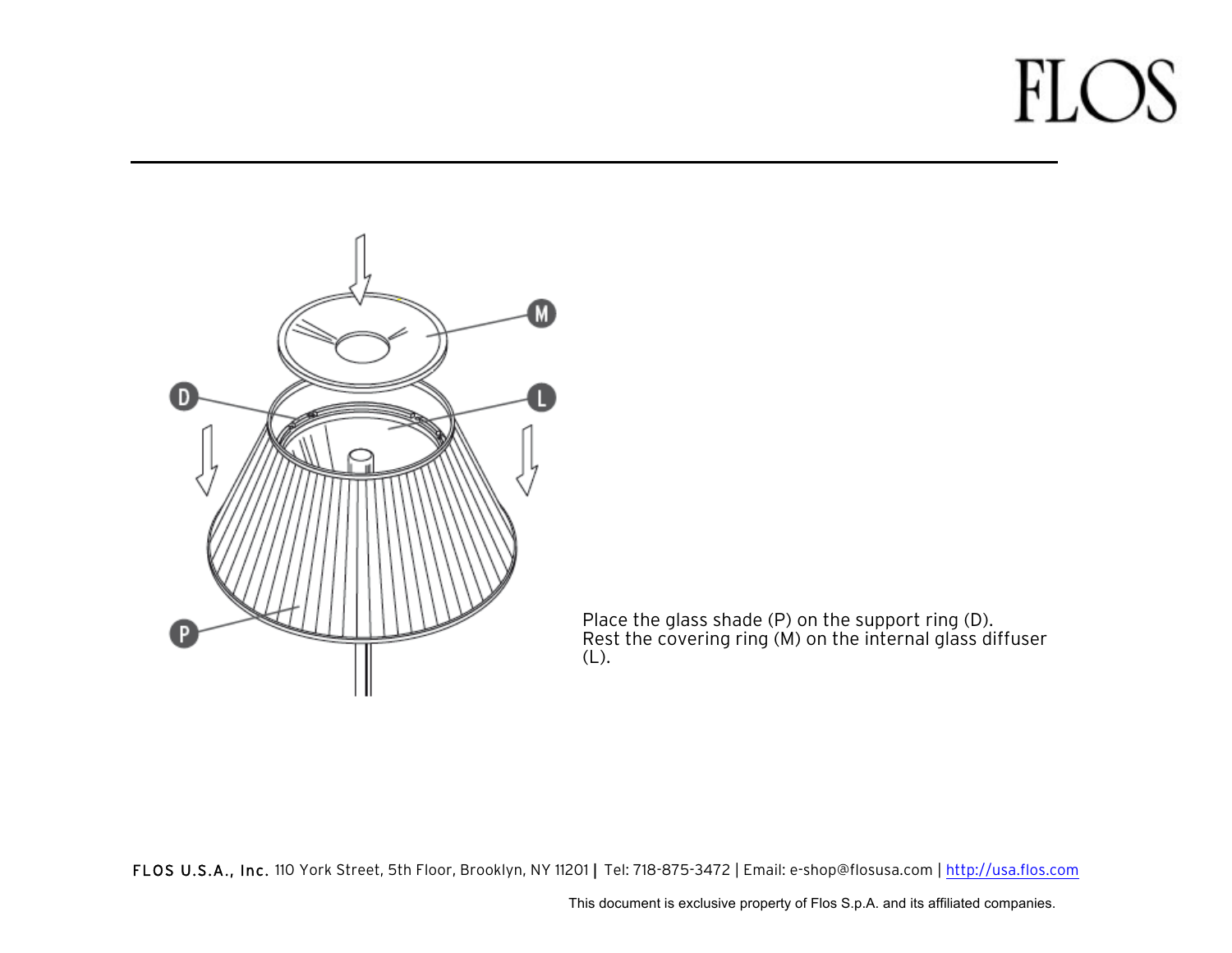Place the glass shade (P) on the support ring (D).
Rest the covering ring (M) on the internal glass diffuser (L).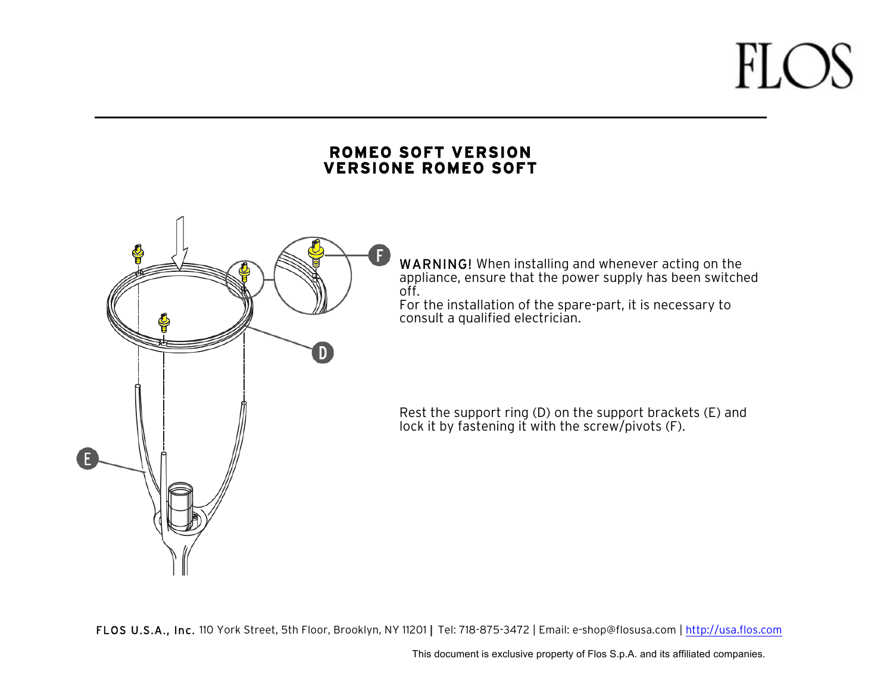## ROMEO SOFT VERSION
## VERSIONE ROMEO SOFT

**WARNING!** When installing and whenever acting on the appliance, ensure that the power supply has been switched off.
For the installation of the spare-part, it is necessary to consult a qualified electrician.

Rest the support ring (D) on the support brackets (E) and lock it by fastening it with the screw/pivots (F).

FLOS U.S.A., Inc. 110 York Street, 5th Floor, Brooklyn, NY 11201 | Tel: 718-875-3472 | Email: e-shop@flosusa.com | http://usa.flos.com

This document is exclusive property of Flos S.p.A. and its affiliated companies.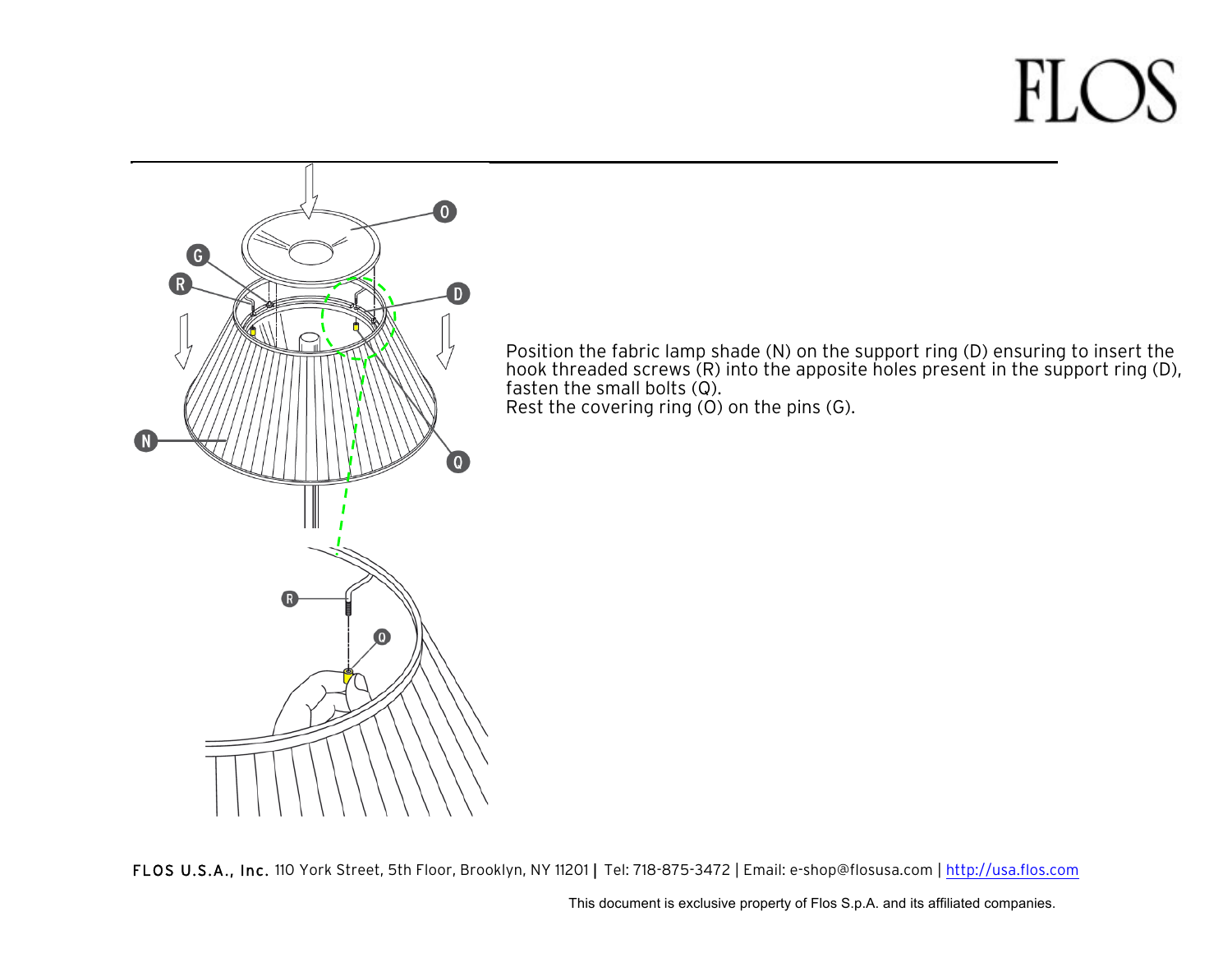Position the fabric lamp shade (N) on the support ring (D) ensuring to insert the hook threaded screws (R) into the apposite holes present in the support ring (D), fasten the small bolts (Q).
Rest the covering ring (O) on the pins (G).

FLOS U.S.A., Inc. 110 York Street, 5th Floor, Brooklyn, NY 11201 | Tel: 718-875-3472 | Email: e-shop@flosusa.com | http://usa.flos.com

This document is exclusive property of Flos S.p.A. and its affiliated companies.